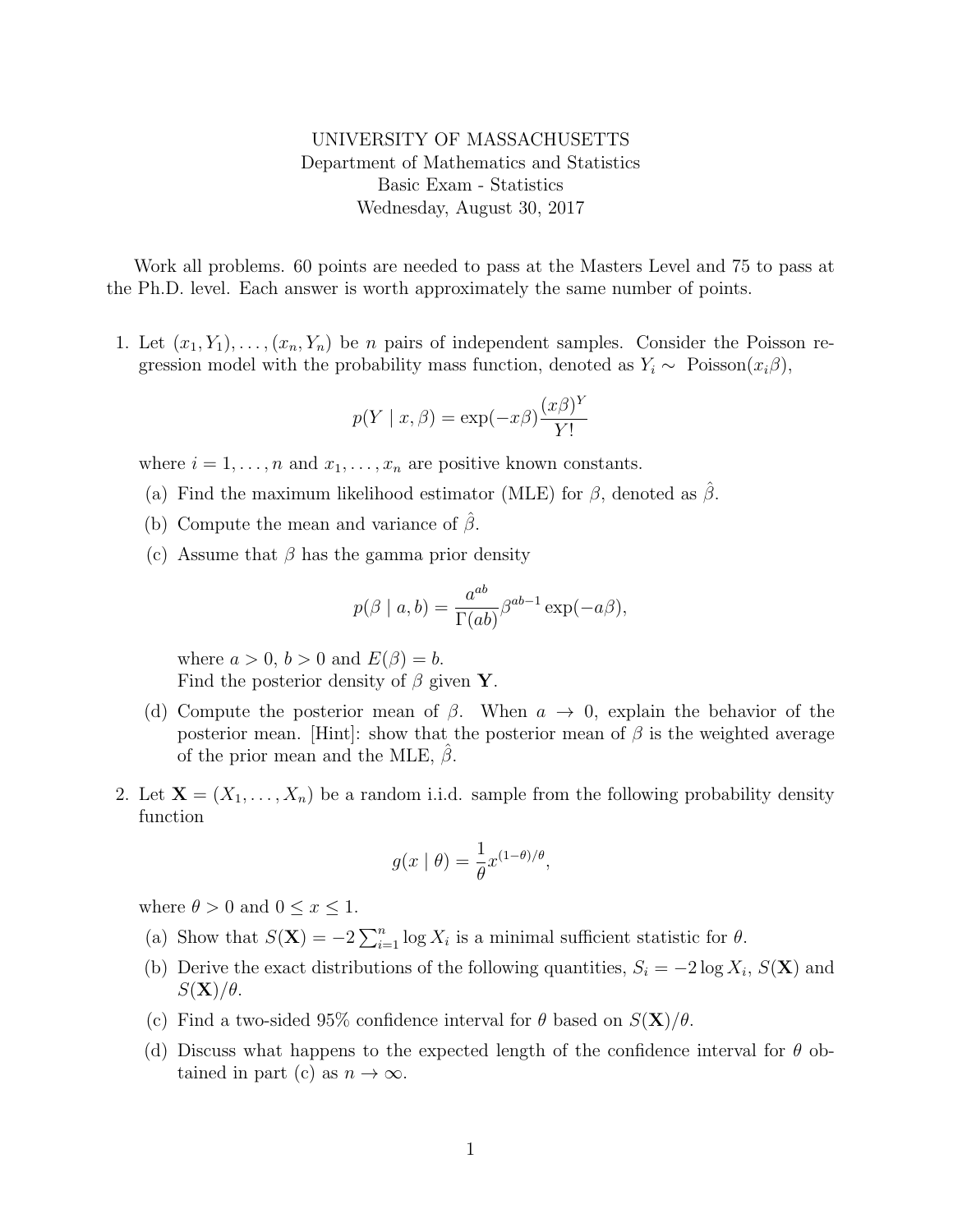UNIVERSITY OF MASSACHUSETTS
Department of Mathematics and Statistics
Basic Exam - Statistics
Wednesday, August 30, 2017

Work all problems. 60 points are needed to pass at the Masters Level and 75 to pass at the Ph.D. level. Each answer is worth approximately the same number of points.

1. Let $(x_1, Y_1), \ldots, (x_n, Y_n)$ be $n$ pairs of independent samples. Consider the Poisson regression model with the probability mass function, denoted as $Y_i \sim$ Poisson$(x_i\beta)$,

$$p(Y \mid x, \beta) = \exp(-x\beta)\frac{(x\beta)^Y}{Y!}$$

where $i = 1, \ldots, n$ and $x_1, \ldots, x_n$ are positive known constants.

   (a) Find the maximum likelihood estimator (MLE) for $\beta$, denoted as $\hat{\beta}$.

   (b) Compute the mean and variance of $\hat{\beta}$.

   (c) Assume that $\beta$ has the gamma prior density

$$p(\beta \mid a, b) = \frac{a^{ab}}{\Gamma(ab)}\beta^{ab-1}\exp(-a\beta),$$

   where $a > 0$, $b > 0$ and $E(\beta) = b$.
   Find the posterior density of $\beta$ given $\mathbf{Y}$.

   (d) Compute the posterior mean of $\beta$. When $a \to 0$, explain the behavior of the posterior mean. [Hint]: show that the posterior mean of $\beta$ is the weighted average of the prior mean and the MLE, $\hat{\beta}$.

2. Let $\mathbf{X} = (X_1, \ldots, X_n)$ be a random i.i.d. sample from the following probability density function

$$g(x \mid \theta) = \frac{1}{\theta}x^{(1-\theta)/\theta},$$

where $\theta > 0$ and $0 \leq x \leq 1$.

   (a) Show that $S(\mathbf{X}) = -2\sum_{i=1}^{n}\log X_i$ is a minimal sufficient statistic for $\theta$.

   (b) Derive the exact distributions of the following quantities, $S_i = -2\log X_i$, $S(\mathbf{X})$ and $S(\mathbf{X})/\theta$.

   (c) Find a two-sided 95% confidence interval for $\theta$ based on $S(\mathbf{X})/\theta$.

   (d) Discuss what happens to the expected length of the confidence interval for $\theta$ obtained in part (c) as $n \to \infty$.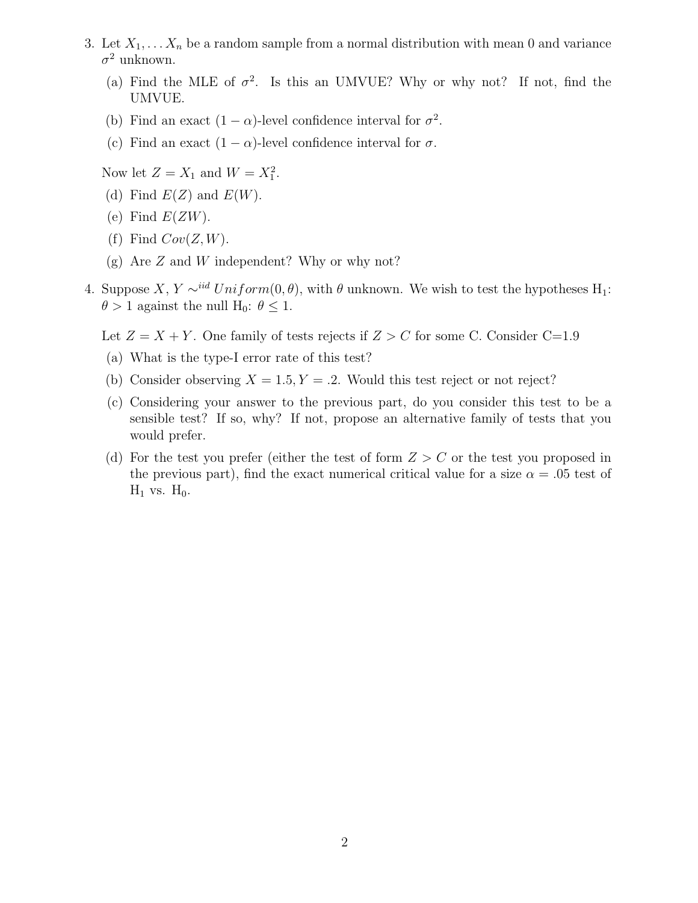3. Let $X_1, \ldots X_n$ be a random sample from a normal distribution with mean 0 and variance $\sigma^2$ unknown.

   (a) Find the MLE of $\sigma^2$. Is this an UMVUE? Why or why not? If not, find the UMVUE.

   (b) Find an exact $(1-\alpha)$-level confidence interval for $\sigma^2$.

   (c) Find an exact $(1-\alpha)$-level confidence interval for $\sigma$.

   Now let $Z = X_1$ and $W = X_1^2$.

   (d) Find $E(Z)$ and $E(W)$.

   (e) Find $E(ZW)$.

   (f) Find $Cov(Z, W)$.

   (g) Are $Z$ and $W$ independent? Why or why not?

4. Suppose $X, Y \sim^{iid} Uniform(0, \theta)$, with $\theta$ unknown. We wish to test the hypotheses $H_1$: $\theta > 1$ against the null $H_0$: $\theta \leq 1$.

   Let $Z = X + Y$. One family of tests rejects if $Z > C$ for some C. Consider C=1.9

   (a) What is the type-I error rate of this test?

   (b) Consider observing $X = 1.5, Y = .2$. Would this test reject or not reject?

   (c) Considering your answer to the previous part, do you consider this test to be a sensible test? If so, why? If not, propose an alternative family of tests that you would prefer.

   (d) For the test you prefer (either the test of form $Z > C$ or the test you proposed in the previous part), find the exact numerical critical value for a size $\alpha = .05$ test of $H_1$ vs. $H_0$.